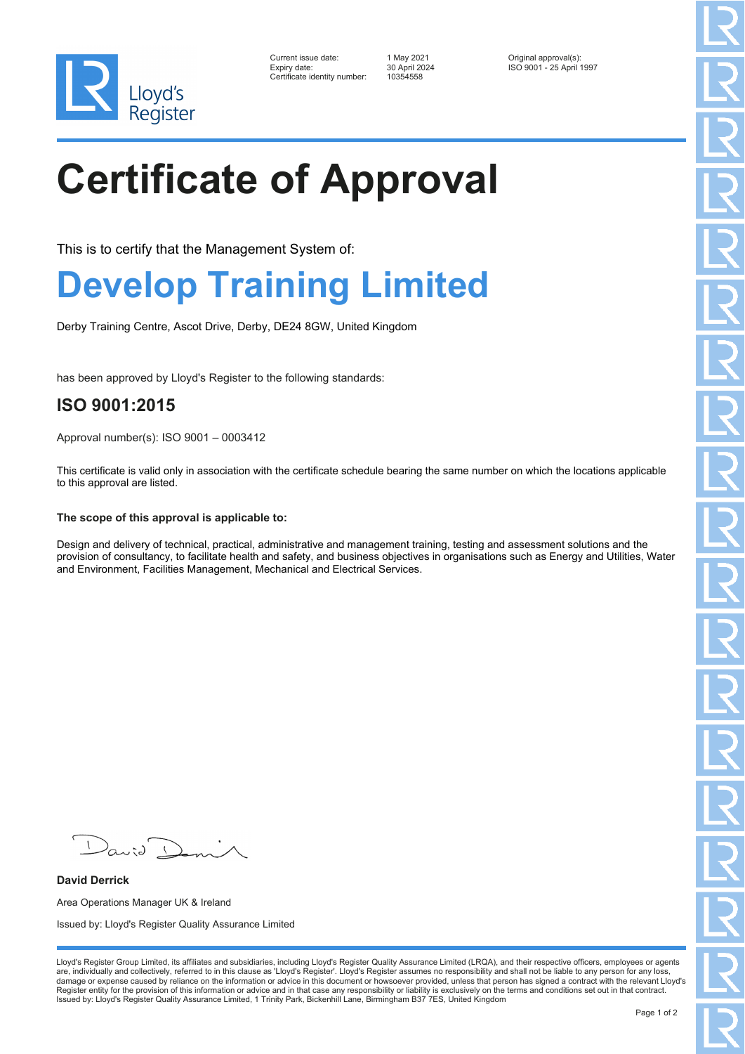Lloyd's Register

Current issue date: 1 May 2021
Expiry date: 30 April 2024
Certificate identity number: 10354558

Original approval(s):
ISO 9001 - 25 April 1997

# Certificate of Approval

This is to certify that the Management System of:

## Develop Training Limited

Derby Training Centre, Ascot Drive, Derby, DE24 8GW, United Kingdom

has been approved by Lloyd's Register to the following standards:

### ISO 9001:2015

Approval number(s): ISO 9001 – 0003412

This certificate is valid only in association with the certificate schedule bearing the same number on which the locations applicable to this approval are listed.

**The scope of this approval is applicable to:**

Design and delivery of technical, practical, administrative and management training, testing and assessment solutions and the provision of consultancy, to facilitate health and safety, and business objectives in organisations such as Energy and Utilities, Water and Environment, Facilities Management, Mechanical and Electrical Services.

**David Derrick**

Area Operations Manager UK & Ireland

Issued by: Lloyd's Register Quality Assurance Limited

Lloyd's Register Group Limited, its affiliates and subsidiaries, including Lloyd's Register Quality Assurance Limited (LRQA), and their respective officers, employees or agents are, individually and collectively, referred to in this clause as 'Lloyd's Register'. Lloyd's Register assumes no responsibility and shall not be liable to any person for any loss, damage or expense caused by reliance on the information or advice in this document or howsoever provided, unless that person has signed a contract with the relevant Lloyd's Register entity for the provision of this information or advice and in that case any responsibility or liability is exclusively on the terms and conditions set out in that contract.
Issued by: Lloyd's Register Quality Assurance Limited, 1 Trinity Park, Bickenhill Lane, Birmingham B37 7ES, United Kingdom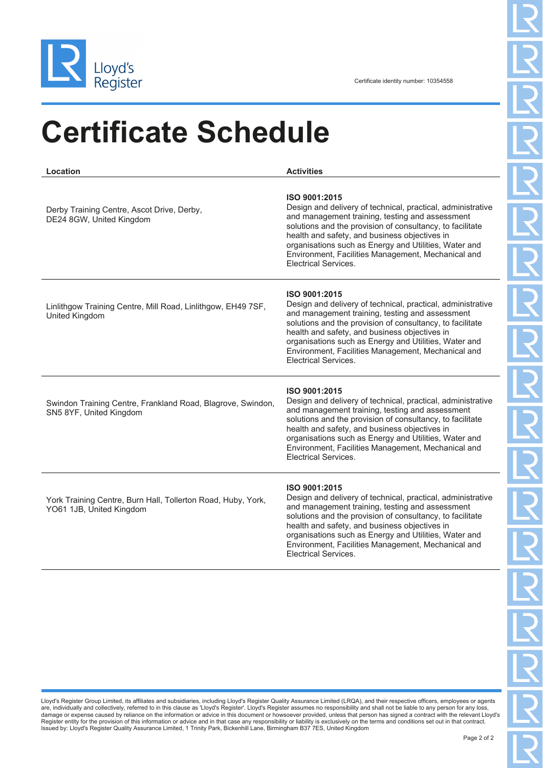Lloyd's Register

Certificate identity number: 10354558

# Certificate Schedule

| Location | Activities |
| --- | --- |
| Derby Training Centre, Ascot Drive, Derby, DE24 8GW, United Kingdom | **ISO 9001:2015** Design and delivery of technical, practical, administrative and management training, testing and assessment solutions and the provision of consultancy, to facilitate health and safety, and business objectives in organisations such as Energy and Utilities, Water and Environment, Facilities Management, Mechanical and Electrical Services. |
| Linlithgow Training Centre, Mill Road, Linlithgow, EH49 7SF, United Kingdom | **ISO 9001:2015** Design and delivery of technical, practical, administrative and management training, testing and assessment solutions and the provision of consultancy, to facilitate health and safety, and business objectives in organisations such as Energy and Utilities, Water and Environment, Facilities Management, Mechanical and Electrical Services. |
| Swindon Training Centre, Frankland Road, Blagrove, Swindon, SN5 8YF, United Kingdom | **ISO 9001:2015** Design and delivery of technical, practical, administrative and management training, testing and assessment solutions and the provision of consultancy, to facilitate health and safety, and business objectives in organisations such as Energy and Utilities, Water and Environment, Facilities Management, Mechanical and Electrical Services. |
| York Training Centre, Burn Hall, Tollerton Road, Huby, York, YO61 1JB, United Kingdom | **ISO 9001:2015** Design and delivery of technical, practical, administrative and management training, testing and assessment solutions and the provision of consultancy, to facilitate health and safety, and business objectives in organisations such as Energy and Utilities, Water and Environment, Facilities Management, Mechanical and Electrical Services. |

Lloyd's Register Group Limited, its affiliates and subsidiaries, including Lloyd's Register Quality Assurance Limited (LRQA), and their respective officers, employees or agents are, individually and collectively, referred to in this clause as 'Lloyd's Register'. Lloyd's Register assumes no responsibility and shall not be liable to any person for any loss, damage or expense caused by reliance on the information or advice in this document or howsoever provided, unless that person has signed a contract with the relevant Lloyd's Register entity for the provision of this information or advice and in that case any responsibility or liability is exclusively on the terms and conditions set out in that contract.
Issued by: Lloyd's Register Quality Assurance Limited, 1 Trinity Park, Bickenhill Lane, Birmingham B37 7ES, United Kingdom